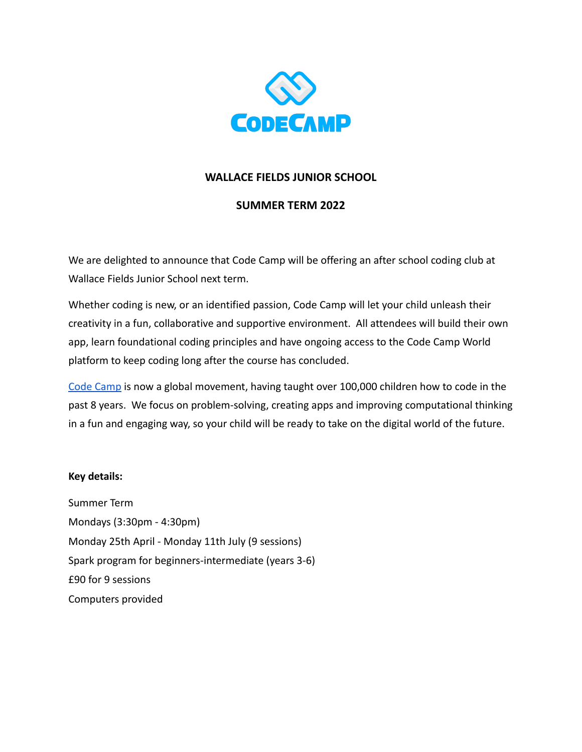# WALLACE FIELDS JUNIOR SCHOOL

## SUMMER TERM 2022

We are delighted to announce that Code Camp will be offering an after school coding club at Wallace Fields Junior School next term.

Whether coding is new, or an identified passion, Code Camp will let your child unleash their creativity in a fun, collaborative and supportive environment. All attendees will build their own app, learn foundational coding principles and have ongoing access to the Code Camp World platform to keep coding long after the course has concluded.

Code Camp is now a global movement, having taught over 100,000 children how to code in the past 8 years. We focus on problem-solving, creating apps and improving computational thinking in a fun and engaging way, so your child will be ready to take on the digital world of the future.

**Key details:**

Summer Term
Mondays (3:30pm - 4:30pm)
Monday 25th April - Monday 11th July (9 sessions)
Spark program for beginners-intermediate (years 3-6)
£90 for 9 sessions
Computers provided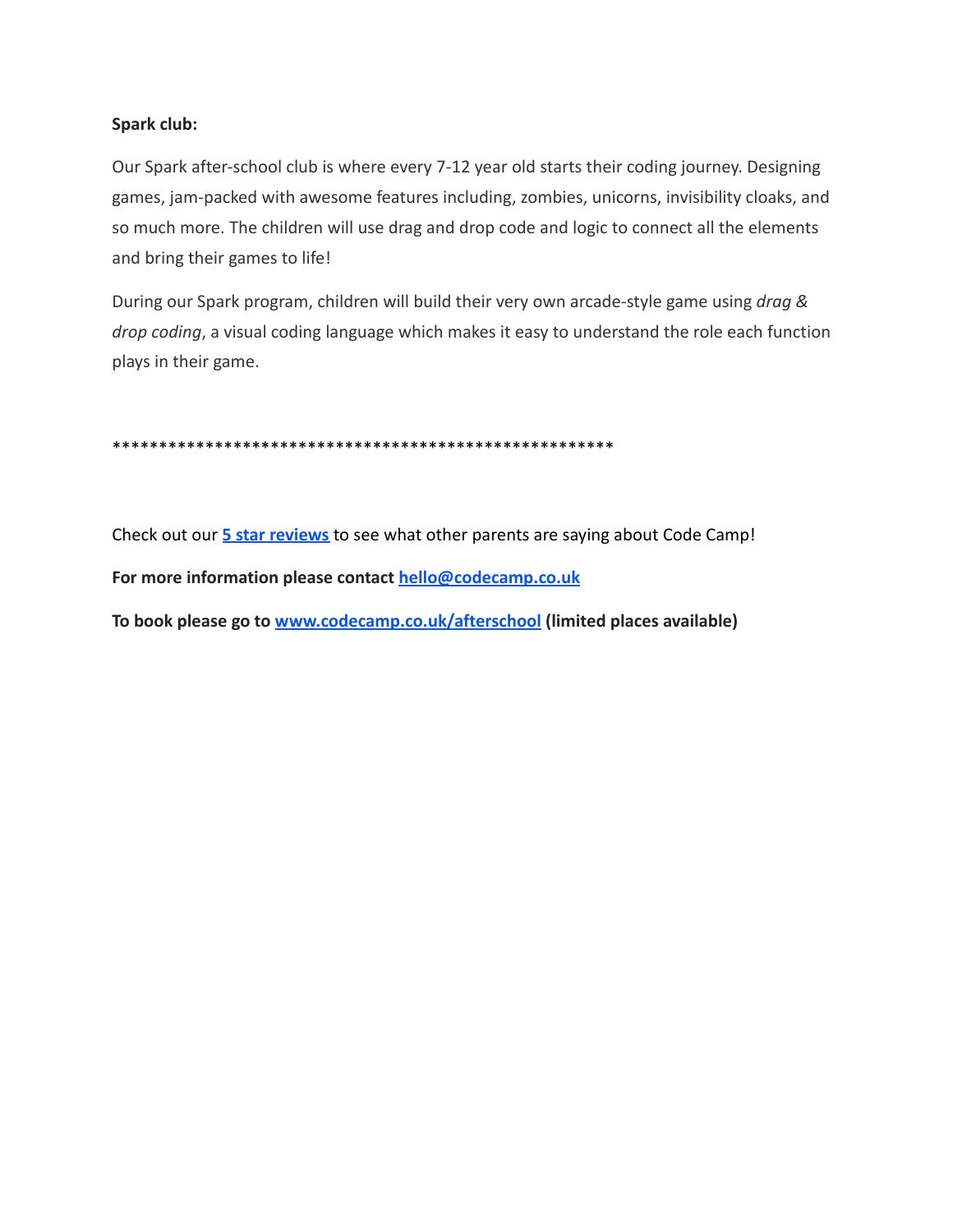**Spark club:**

Our Spark after-school club is where every 7-12 year old starts their coding journey. Designing games, jam-packed with awesome features including, zombies, unicorns, invisibility cloaks, and so much more. The children will use drag and drop code and logic to connect all the elements and bring their games to life!

During our Spark program, children will build their very own arcade-style game using *drag & drop coding*, a visual coding language which makes it easy to understand the role each function plays in their game.

*****************************************************

Check out our **[5 star reviews]()** to see what other parents are saying about Code Camp!

**For more information please contact** [hello@codecamp.co.uk](mailto:hello@codecamp.co.uk)

**To book please go to** [www.codecamp.co.uk/afterschool](http://www.codecamp.co.uk/afterschool) **(limited places available)**